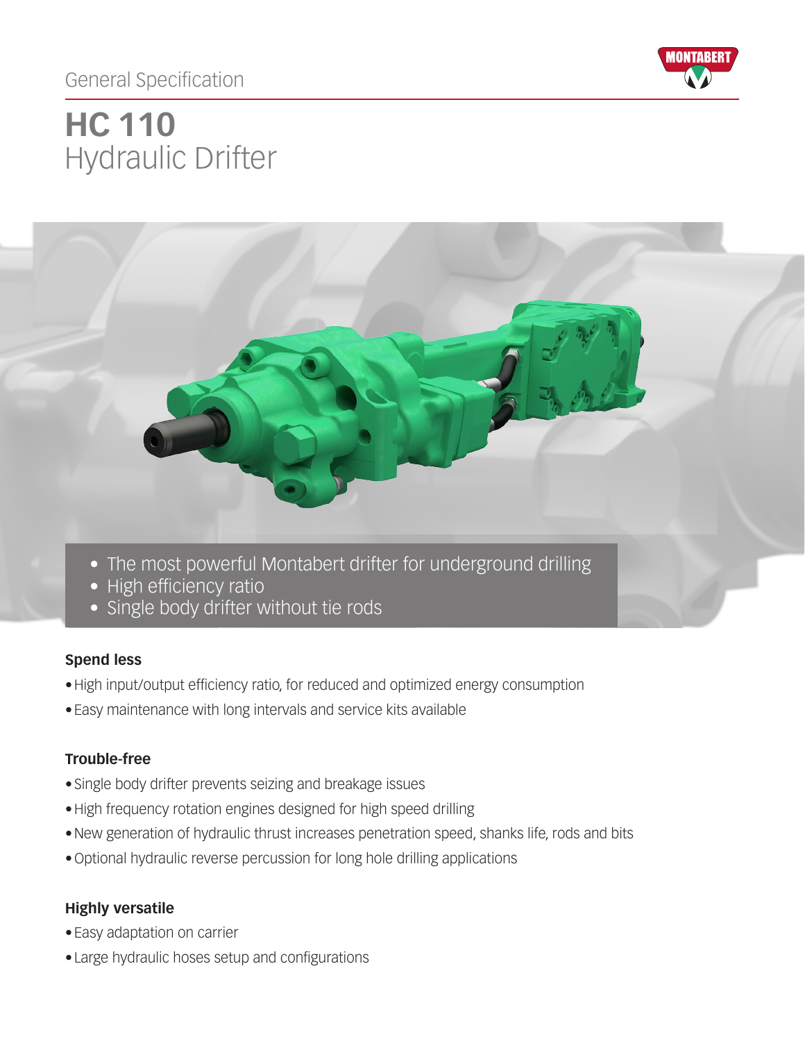General Specification

# HC 110
## Hydraulic Drifter

- The most powerful Montabert drifter for underground drilling
- High efficiency ratio
- Single body drifter without tie rods

### Spend less

- High input/output efficiency ratio, for reduced and optimized energy consumption
- Easy maintenance with long intervals and service kits available

### Trouble-free

- Single body drifter prevents seizing and breakage issues
- High frequency rotation engines designed for high speed drilling
- New generation of hydraulic thrust increases penetration speed, shanks life, rods and bits
- Optional hydraulic reverse percussion for long hole drilling applications

### Highly versatile

- Easy adaptation on carrier
- Large hydraulic hoses setup and configurations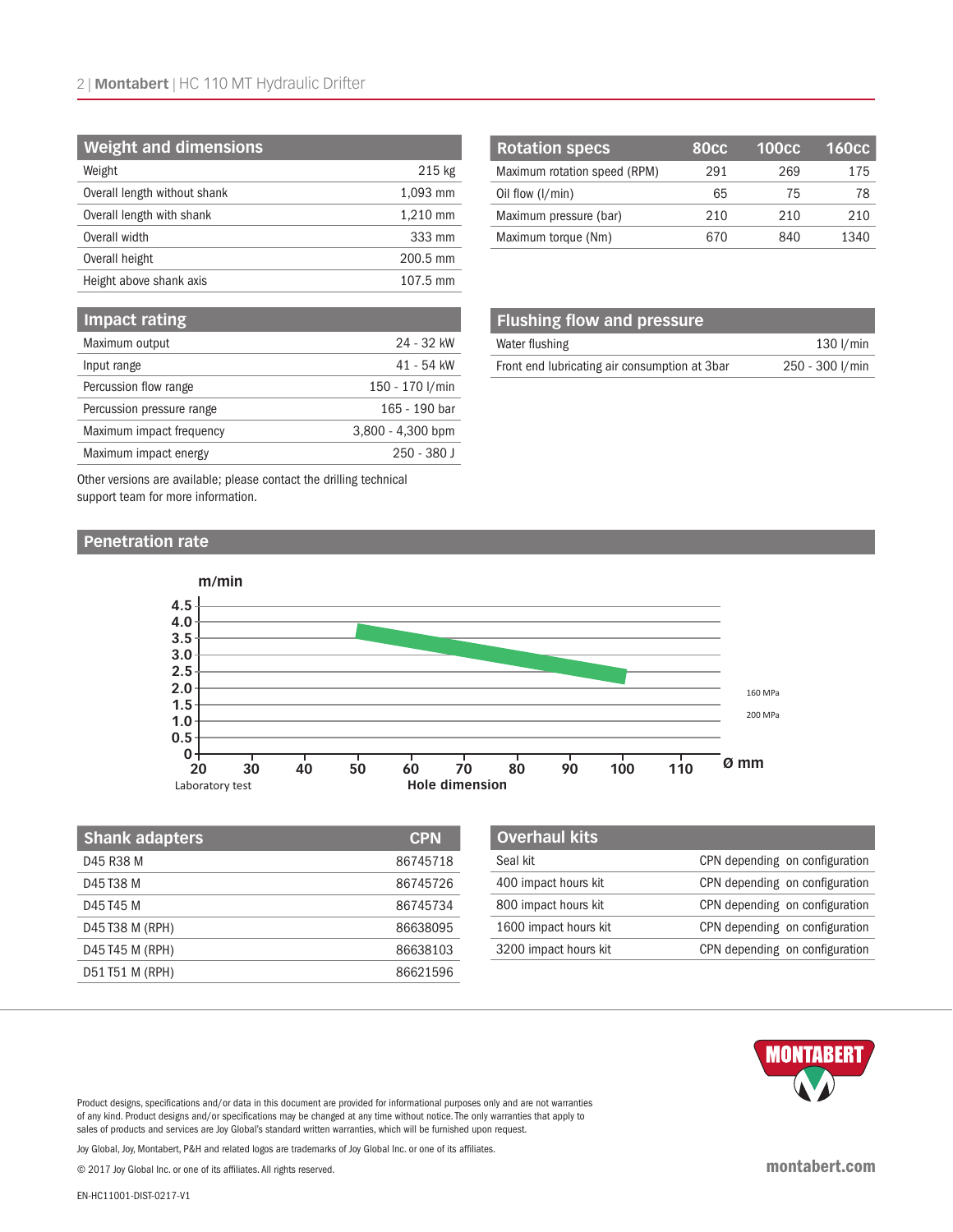## Weight and dimensions

| Weight and dimensions | |
|---|---|
| Weight | 215 kg |
| Overall length without shank | 1,093 mm |
| Overall length with shank | 1,210 mm |
| Overall width | 333 mm |
| Overall height | 200.5 mm |
| Height above shank axis | 107.5 mm |

## Rotation specs

| Rotation specs | 80cc | 100cc | 160cc |
|---|---|---|---|
| Maximum rotation speed (RPM) | 291 | 269 | 175 |
| Oil flow (l/min) | 65 | 75 | 78 |
| Maximum pressure (bar) | 210 | 210 | 210 |
| Maximum torque (Nm) | 670 | 840 | 1340 |

## Impact rating

| Impact rating | |
|---|---|
| Maximum output | 24 - 32 kW |
| Input range | 41 - 54 kW |
| Percussion flow range | 150 - 170 l/min |
| Percussion pressure range | 165 - 190 bar |
| Maximum impact frequency | 3,800 - 4,300 bpm |
| Maximum impact energy | 250 - 380 J |

Other versions are available; please contact the drilling technical support team for more information.

## Flushing flow and pressure

| Flushing flow and pressure | |
|---|---|
| Water flushing | 130 l/min |
| Front end lubricating air consumption at 3bar | 250 - 300 l/min |

## Penetration rate

m/min

4.5
4.0
3.5
3.0
2.5
2.0
1.5
1.0
0.5
0

20 30 40 50 60 70 80 90 100 110 Ø mm

Laboratory test

Hole dimension

160 MPa

200 MPa

## Shank adapters

| Shank adapters | CPN |
|---|---|
| D45 R38 M | 86745718 |
| D45 T38 M | 86745726 |
| D45 T45 M | 86745734 |
| D45 T38 M (RPH) | 86638095 |
| D45 T45 M (RPH) | 86638103 |
| D51 T51 M (RPH) | 86621596 |

## Overhaul kits

| Overhaul kits | |
|---|---|
| Seal kit | CPN depending on configuration |
| 400 impact hours kit | CPN depending on configuration |
| 800 impact hours kit | CPN depending on configuration |
| 1600 impact hours kit | CPN depending on configuration |
| 3200 impact hours kit | CPN depending on configuration |

Product designs, specifications and/or data in this document are provided for informational purposes only and are not warranties of any kind. Product designs and/or specifications may be changed at any time without notice. The only warranties that apply to sales of products and services are Joy Global's standard written warranties, which will be furnished upon request.

Joy Global, Joy, Montabert, P&H and related logos are trademarks of Joy Global Inc. or one of its affiliates.

© 2017 Joy Global Inc. or one of its affiliates. All rights reserved.

EN-HC11001-DIST-0217-V1

MONTABERT

montabert.com